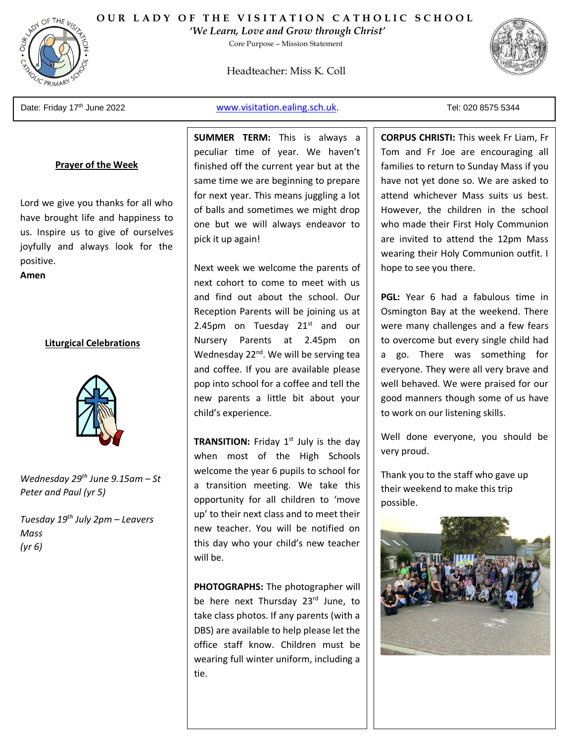# OUR LADY OF THE VISITATION CATHOLIC SCHOOL

*'We Learn, Love and Grow through Christ'*

Core Purpose – Mission Statement

Headteacher: Miss K. Coll

Date: Friday 17th June 2022 | www.visitation.ealing.sch.uk. | Tel: 020 8575 5344

## Prayer of the Week

Lord we give you thanks for all who have brought life and happiness to us. Inspire us to give of ourselves joyfully and always look for the positive.

**Amen**

## Liturgical Celebrations

*Wednesday 29th June 9.15am – St Peter and Paul (yr 5)*

*Tuesday 19th July 2pm – Leavers Mass (yr 6)*

**SUMMER TERM:** This is always a peculiar time of year. We haven't finished off the current year but at the same time we are beginning to prepare for next year. This means juggling a lot of balls and sometimes we might drop one but we will always endeavor to pick it up again!

Next week we welcome the parents of next cohort to come to meet with us and find out about the school. Our Reception Parents will be joining us at 2.45pm on Tuesday 21st and our Nursery Parents at 2.45pm on Wednesday 22nd. We will be serving tea and coffee. If you are available please pop into school for a coffee and tell the new parents a little bit about your child's experience.

**TRANSITION:** Friday 1st July is the day when most of the High Schools welcome the year 6 pupils to school for a transition meeting. We take this opportunity for all children to 'move up' to their next class and to meet their new teacher. You will be notified on this day who your child's new teacher will be.

**PHOTOGRAPHS:** The photographer will be here next Thursday 23rd June, to take class photos. If any parents (with a DBS) are available to help please let the office staff know. Children must be wearing full winter uniform, including a tie.

**CORPUS CHRISTI:** This week Fr Liam, Fr Tom and Fr Joe are encouraging all families to return to Sunday Mass if you have not yet done so. We are asked to attend whichever Mass suits us best. However, the children in the school who made their First Holy Communion are invited to attend the 12pm Mass wearing their Holy Communion outfit. I hope to see you there.

**PGL:** Year 6 had a fabulous time in Osmington Bay at the weekend. There were many challenges and a few fears to overcome but every single child had a go. There was something for everyone. They were all very brave and well behaved. We were praised for our good manners though some of us have to work on our listening skills.

Well done everyone, you should be very proud.

Thank you to the staff who gave up their weekend to make this trip possible.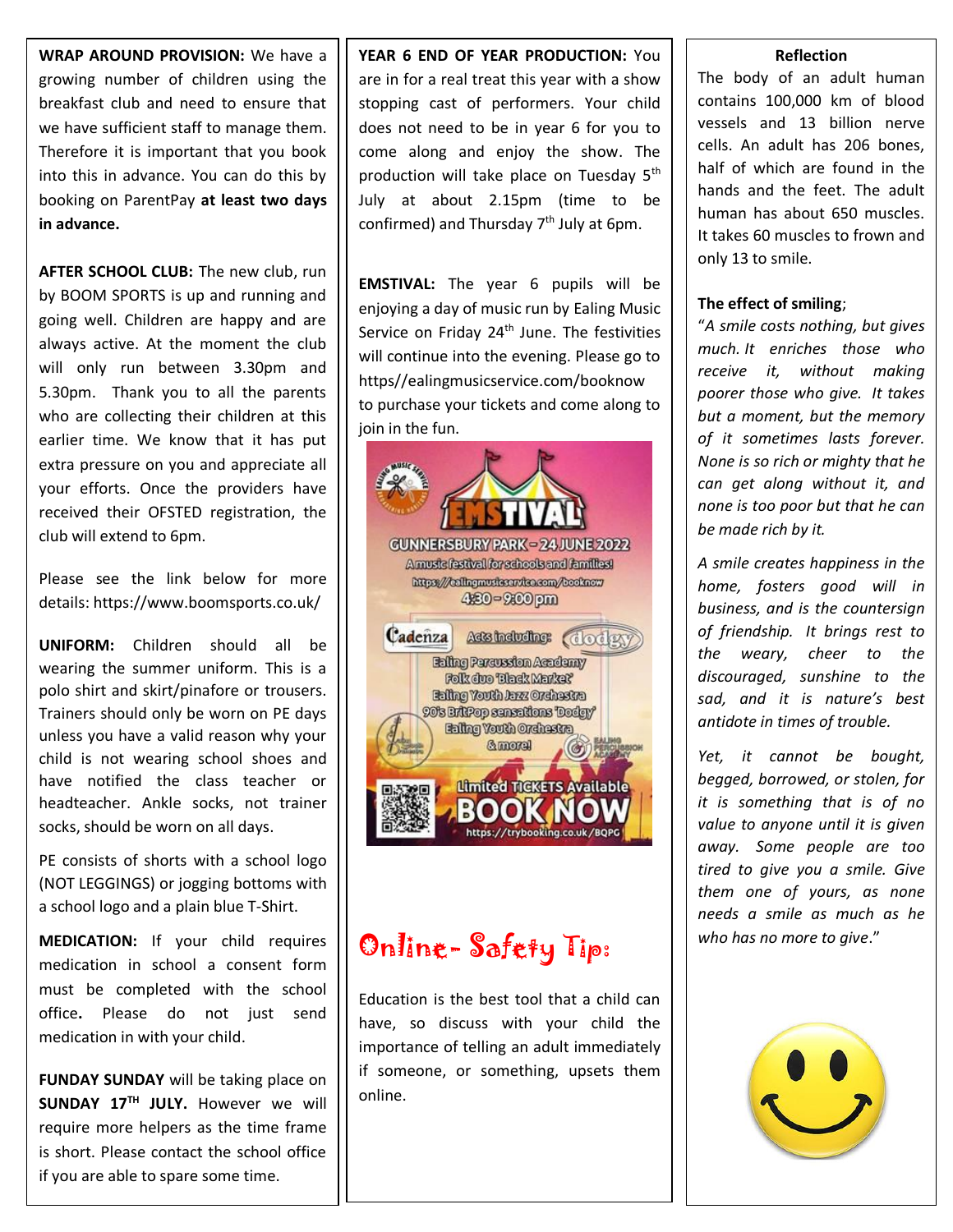**WRAP AROUND PROVISION:** We have a growing number of children using the breakfast club and need to ensure that we have sufficient staff to manage them. Therefore it is important that you book into this in advance. You can do this by booking on ParentPay **at least two days in advance.**

**AFTER SCHOOL CLUB:** The new club, run by BOOM SPORTS is up and running and going well. Children are happy and are always active. At the moment the club will only run between 3.30pm and 5.30pm. Thank you to all the parents who are collecting their children at this earlier time. We know that it has put extra pressure on you and appreciate all your efforts. Once the providers have received their OFSTED registration, the club will extend to 6pm.

Please see the link below for more details: https://www.boomsports.co.uk/

**UNIFORM:** Children should all be wearing the summer uniform. This is a polo shirt and skirt/pinafore or trousers. Trainers should only be worn on PE days unless you have a valid reason why your child is not wearing school shoes and have notified the class teacher or headteacher. Ankle socks, not trainer socks, should be worn on all days.

PE consists of shorts with a school logo (NOT LEGGINGS) or jogging bottoms with a school logo and a plain blue T-Shirt.

**MEDICATION:** If your child requires medication in school a consent form must be completed with the school office**.** Please do not just send medication in with your child.

**FUNDAY SUNDAY** will be taking place on **SUNDAY 17TH JULY.** However we will require more helpers as the time frame is short. Please contact the school office if you are able to spare some time.

**YEAR 6 END OF YEAR PRODUCTION:** You are in for a real treat this year with a show stopping cast of performers. Your child does not need to be in year 6 for you to come along and enjoy the show. The production will take place on Tuesday 5th July at about 2.15pm (time to be confirmed) and Thursday 7th July at 6pm.

**EMSTIVAL:** The year 6 pupils will be enjoying a day of music run by Ealing Music Service on Friday 24th June. The festivities will continue into the evening. Please go to https//ealingmusicservice.com/booknow to purchase your tickets and come along to join in the fun.

EMSTIVAL

GUNNERSBURY PARK – 24 JUNE 2022

A music festival for schools and families!

https://ealingmusicservice.com/booknow

4:30 – 9:00 pm

Acts including: Ealing Percussion Academy, Folk duo 'Black Market', Ealing Youth Jazz Orchestra, 90's BritPop sensations 'Dodgy', Ealing Youth Orchestra & more!

Limited TICKETS Available BOOK NOW https://trybooking.co.uk/BQPG

## Online- Safety Tip:

Education is the best tool that a child can have, so discuss with your child the importance of telling an adult immediately if someone, or something, upsets them online.

### Reflection

The body of an adult human contains 100,000 km of blood vessels and 13 billion nerve cells. An adult has 206 bones, half of which are found in the hands and the feet. The adult human has about 650 muscles. It takes 60 muscles to frown and only 13 to smile.

**The effect of smiling**;

"*A smile costs nothing, but gives much. It enriches those who receive it, without making poorer those who give. It takes but a moment, but the memory of it sometimes lasts forever. None is so rich or mighty that he can get along without it, and none is too poor but that he can be made rich by it.*

*A smile creates happiness in the home, fosters good will in business, and is the countersign of friendship. It brings rest to the weary, cheer to the discouraged, sunshine to the sad, and it is nature's best antidote in times of trouble.*

*Yet, it cannot be bought, begged, borrowed, or stolen, for it is something that is of no value to anyone until it is given away. Some people are too tired to give you a smile. Give them one of yours, as none needs a smile as much as he who has no more to give*."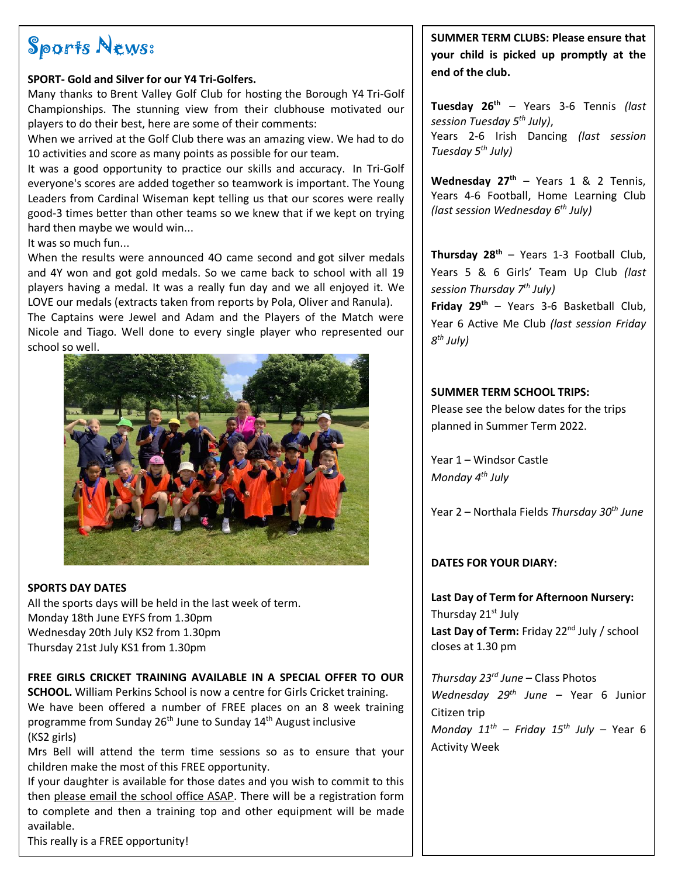# Sports News:

**SPORT- Gold and Silver for our Y4 Tri-Golfers.**

Many thanks to Brent Valley Golf Club for hosting the Borough Y4 Tri-Golf Championships. The stunning view from their clubhouse motivated our players to do their best, here are some of their comments:

When we arrived at the Golf Club there was an amazing view. We had to do 10 activities and score as many points as possible for our team.

It was a good opportunity to practice our skills and accuracy. In Tri-Golf everyone's scores are added together so teamwork is important. The Young Leaders from Cardinal Wiseman kept telling us that our scores were really good-3 times better than other teams so we knew that if we kept on trying hard then maybe we would win...

It was so much fun...

When the results were announced 4O came second and got silver medals and 4Y won and got gold medals. So we came back to school with all 19 players having a medal. It was a really fun day and we all enjoyed it. We LOVE our medals (extracts taken from reports by Pola, Oliver and Ranula).

The Captains were Jewel and Adam and the Players of the Match were Nicole and Tiago. Well done to every single player who represented our school so well.

**SPORTS DAY DATES**

All the sports days will be held in the last week of term.
Monday 18th June EYFS from 1.30pm
Wednesday 20th July KS2 from 1.30pm
Thursday 21st July KS1 from 1.30pm

**FREE GIRLS CRICKET TRAINING AVAILABLE IN A SPECIAL OFFER TO OUR SCHOOL.** William Perkins School is now a centre for Girls Cricket training.

We have been offered a number of FREE places on an 8 week training programme from Sunday 26th June to Sunday 14th August inclusive (KS2 girls)

Mrs Bell will attend the term time sessions so as to ensure that your children make the most of this FREE opportunity.

If your daughter is available for those dates and you wish to commit to this then please email the school office ASAP. There will be a registration form to complete and then a training top and other equipment will be made available.

This really is a FREE opportunity!

**SUMMER TERM CLUBS: Please ensure that your child is picked up promptly at the end of the club.**

**Tuesday 26th** – Years 3-6 Tennis *(last session Tuesday 5th July)*,
Years 2-6 Irish Dancing *(last session Tuesday 5th July)*

**Wednesday 27th** – Years 1 & 2 Tennis, Years 4-6 Football, Home Learning Club *(last session Wednesday 6th July)*

**Thursday 28th** – Years 1-3 Football Club, Years 5 & 6 Girls' Team Up Club *(last session Thursday 7th July)*

**Friday 29th** – Years 3-6 Basketball Club, Year 6 Active Me Club *(last session Friday 8th July)*

**SUMMER TERM SCHOOL TRIPS:**

Please see the below dates for the trips planned in Summer Term 2022.

Year 1 – Windsor Castle
*Monday 4th July*

Year 2 – Northala Fields *Thursday 30th June*

**DATES FOR YOUR DIARY:**

**Last Day of Term for Afternoon Nursery:** Thursday 21st July
**Last Day of Term:** Friday 22nd July / school closes at 1.30 pm

*Thursday 23rd June* – Class Photos
*Wednesday 29th June* – Year 6 Junior Citizen trip
*Monday 11th – Friday 15th July* – Year 6 Activity Week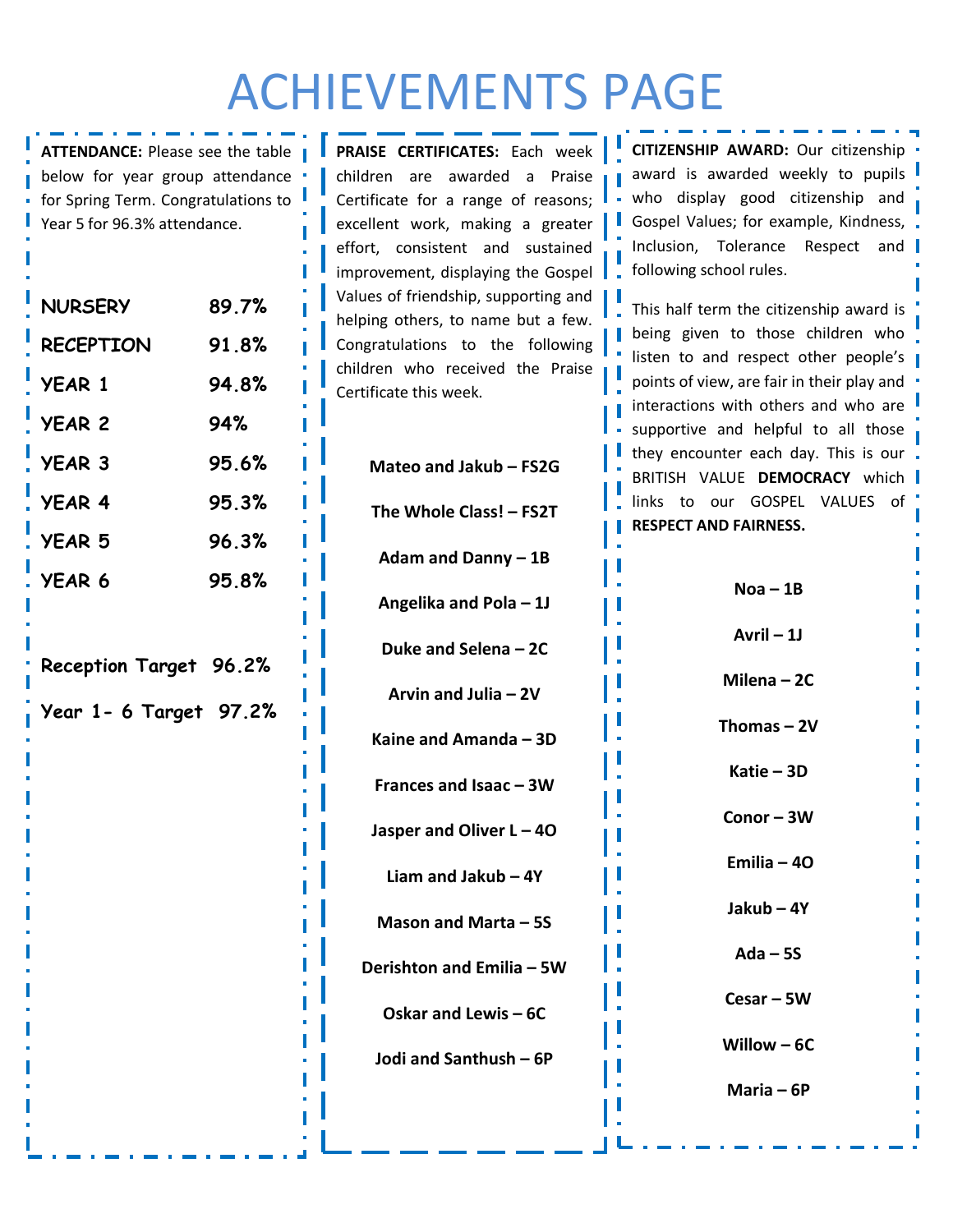# ACHIEVEMENTS PAGE

**ATTENDANCE:** Please see the table below for year group attendance for Spring Term. Congratulations to Year 5 for 96.3% attendance.

| | |
|---|---|
| NURSERY | 89.7% |
| RECEPTION | 91.8% |
| YEAR 1 | 94.8% |
| YEAR 2 | 94% |
| YEAR 3 | 95.6% |
| YEAR 4 | 95.3% |
| YEAR 5 | 96.3% |
| YEAR 6 | 95.8% |

**Reception Target 96.2%**

**Year 1- 6 Target 97.2%**

**PRAISE CERTIFICATES:** Each week children are awarded a Praise Certificate for a range of reasons; excellent work, making a greater effort, consistent and sustained improvement, displaying the Gospel Values of friendship, supporting and helping others, to name but a few. Congratulations to the following children who received the Praise Certificate this week.

**Mateo and Jakub – FS2G**

**The Whole Class! – FS2T**

**Adam and Danny – 1B**

**Angelika and Pola – 1J**

**Duke and Selena – 2C**

**Arvin and Julia – 2V**

**Kaine and Amanda – 3D**

**Frances and Isaac – 3W**

**Jasper and Oliver L – 4O**

**Liam and Jakub – 4Y**

**Mason and Marta – 5S**

**Derishton and Emilia – 5W**

**Oskar and Lewis – 6C**

**Jodi and Santhush – 6P**

**CITIZENSHIP AWARD:** Our citizenship award is awarded weekly to pupils who display good citizenship and Gospel Values; for example, Kindness, Inclusion, Tolerance Respect and following school rules.

This half term the citizenship award is being given to those children who listen to and respect other people's points of view, are fair in their play and interactions with others and who are supportive and helpful to all those they encounter each day. This is our BRITISH VALUE **DEMOCRACY** which links to our GOSPEL VALUES of **RESPECT AND FAIRNESS.**

**Noa – 1B**

**Avril – 1J**

**Milena – 2C**

**Thomas – 2V**

**Katie – 3D**

**Conor – 3W**

**Emilia – 4O**

**Jakub – 4Y**

**Ada – 5S**

**Cesar – 5W**

**Willow – 6C**

**Maria – 6P**